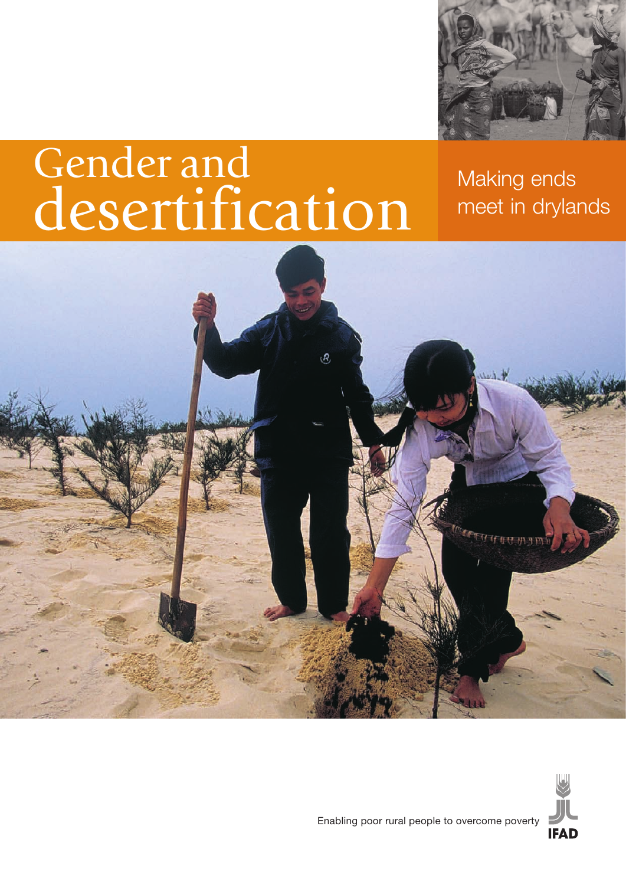# Gender and desertification

## Making ends meet in drylands

Enabling poor rural people to overcome poverty

IFAD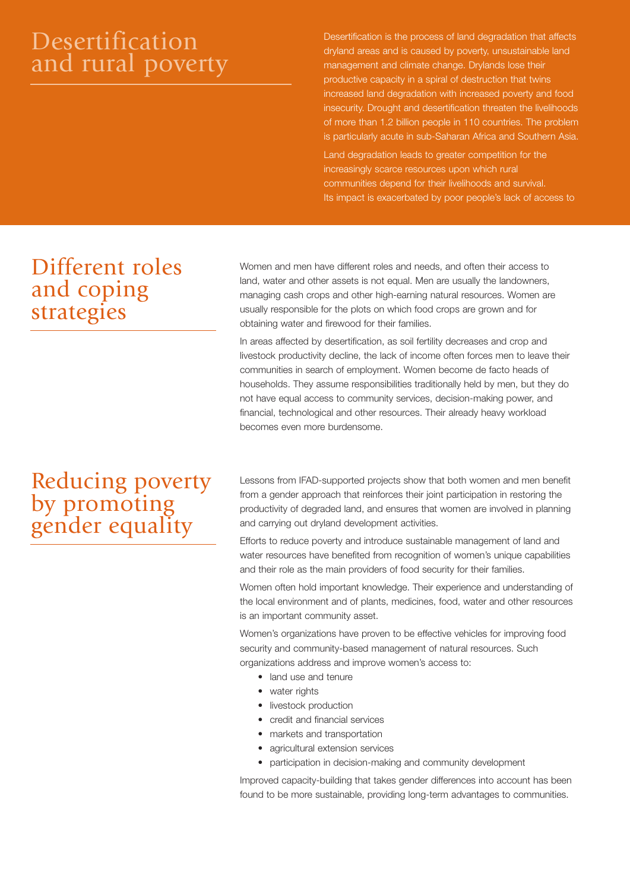# Desertification and rural poverty

Desertification is the process of land degradation that affects dryland areas and is caused by poverty, unsustainable land management and climate change. Drylands lose their productive capacity in a spiral of destruction that twins increased land degradation with increased poverty and food insecurity. Drought and desertification threaten the livelihoods of more than 1.2 billion people in 110 countries. The problem is particularly acute in sub-Saharan Africa and Southern Asia.

Land degradation leads to greater competition for the increasingly scarce resources upon which rural communities depend for their livelihoods and survival. Its impact is exacerbated by poor people's lack of access to

## Different roles and coping strategies

Women and men have different roles and needs, and often their access to land, water and other assets is not equal. Men are usually the landowners, managing cash crops and other high-earning natural resources. Women are usually responsible for the plots on which food crops are grown and for obtaining water and firewood for their families.

In areas affected by desertification, as soil fertility decreases and crop and livestock productivity decline, the lack of income often forces men to leave their communities in search of employment. Women become de facto heads of households. They assume responsibilities traditionally held by men, but they do not have equal access to community services, decision-making power, and financial, technological and other resources. Their already heavy workload becomes even more burdensome.

## Reducing poverty by promoting gender equality

Lessons from IFAD-supported projects show that both women and men benefit from a gender approach that reinforces their joint participation in restoring the productivity of degraded land, and ensures that women are involved in planning and carrying out dryland development activities.

Efforts to reduce poverty and introduce sustainable management of land and water resources have benefited from recognition of women's unique capabilities and their role as the main providers of food security for their families.

Women often hold important knowledge. Their experience and understanding of the local environment and of plants, medicines, food, water and other resources is an important community asset.

Women's organizations have proven to be effective vehicles for improving food security and community-based management of natural resources. Such organizations address and improve women's access to:

- land use and tenure
- water rights
- livestock production
- credit and financial services
- markets and transportation
- agricultural extension services
- participation in decision-making and community development

Improved capacity-building that takes gender differences into account has been found to be more sustainable, providing long-term advantages to communities.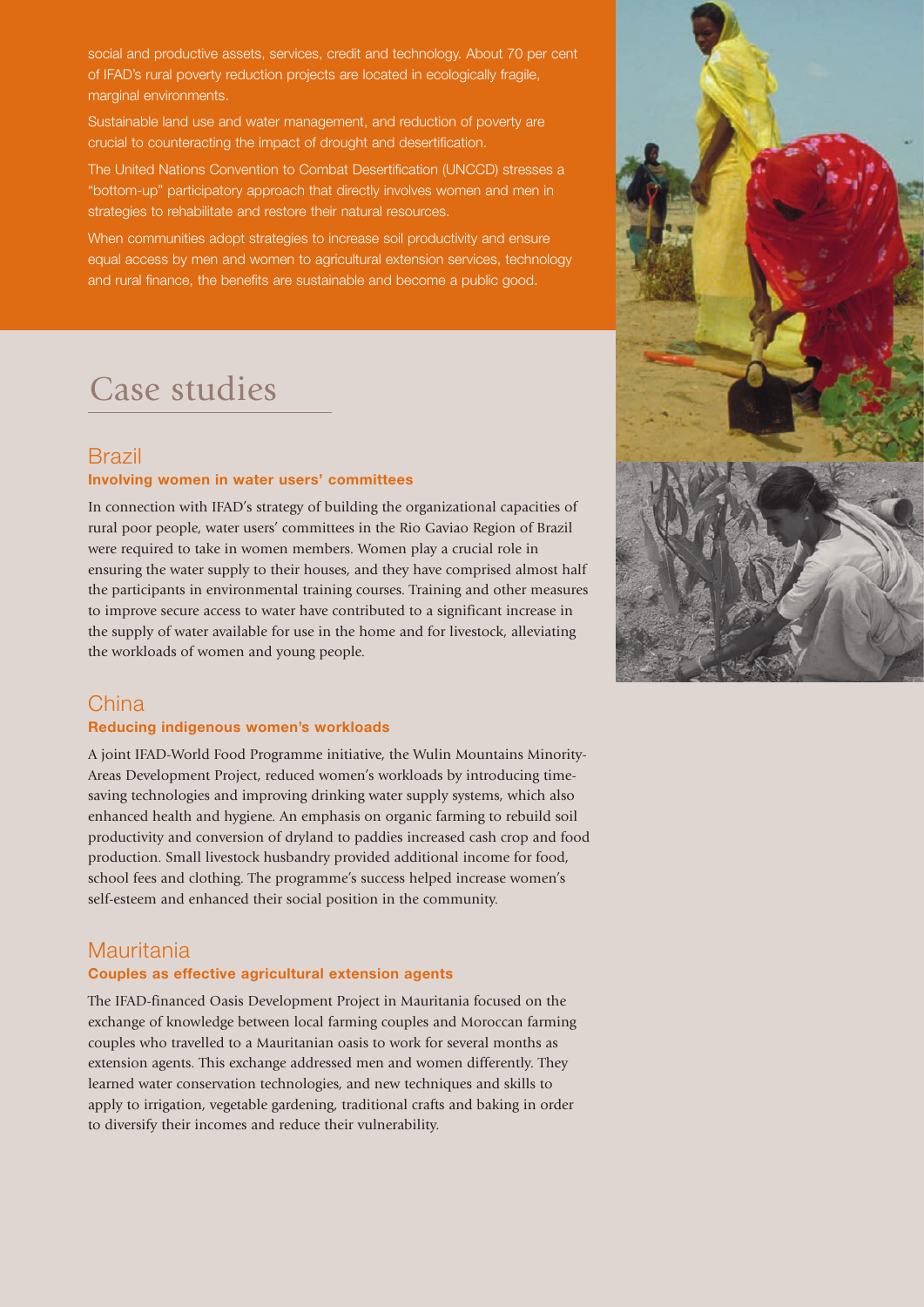social and productive assets, services, credit and technology. About 70 per cent of IFAD's rural poverty reduction projects are located in ecologically fragile, marginal environments.

Sustainable land use and water management, and reduction of poverty are crucial to counteracting the impact of drought and desertification.

The United Nations Convention to Combat Desertification (UNCCD) stresses a "bottom-up" participatory approach that directly involves women and men in strategies to rehabilitate and restore their natural resources.

When communities adopt strategies to increase soil productivity and ensure equal access by men and women to agricultural extension services, technology and rural finance, the benefits are sustainable and become a public good.

# Case studies

## Brazil

### Involving women in water users' committees

In connection with IFAD's strategy of building the organizational capacities of rural poor people, water users' committees in the Rio Gaviao Region of Brazil were required to take in women members. Women play a crucial role in ensuring the water supply to their houses, and they have comprised almost half the participants in environmental training courses. Training and other measures to improve secure access to water have contributed to a significant increase in the supply of water available for use in the home and for livestock, alleviating the workloads of women and young people.

## China

### Reducing indigenous women's workloads

A joint IFAD-World Food Programme initiative, the Wulin Mountains Minority-Areas Development Project, reduced women's workloads by introducing time-saving technologies and improving drinking water supply systems, which also enhanced health and hygiene. An emphasis on organic farming to rebuild soil productivity and conversion of dryland to paddies increased cash crop and food production. Small livestock husbandry provided additional income for food, school fees and clothing. The programme's success helped increase women's self-esteem and enhanced their social position in the community.

## Mauritania

### Couples as effective agricultural extension agents

The IFAD-financed Oasis Development Project in Mauritania focused on the exchange of knowledge between local farming couples and Moroccan farming couples who travelled to a Mauritanian oasis to work for several months as extension agents. This exchange addressed men and women differently. They learned water conservation technologies, and new techniques and skills to apply to irrigation, vegetable gardening, traditional crafts and baking in order to diversify their incomes and reduce their vulnerability.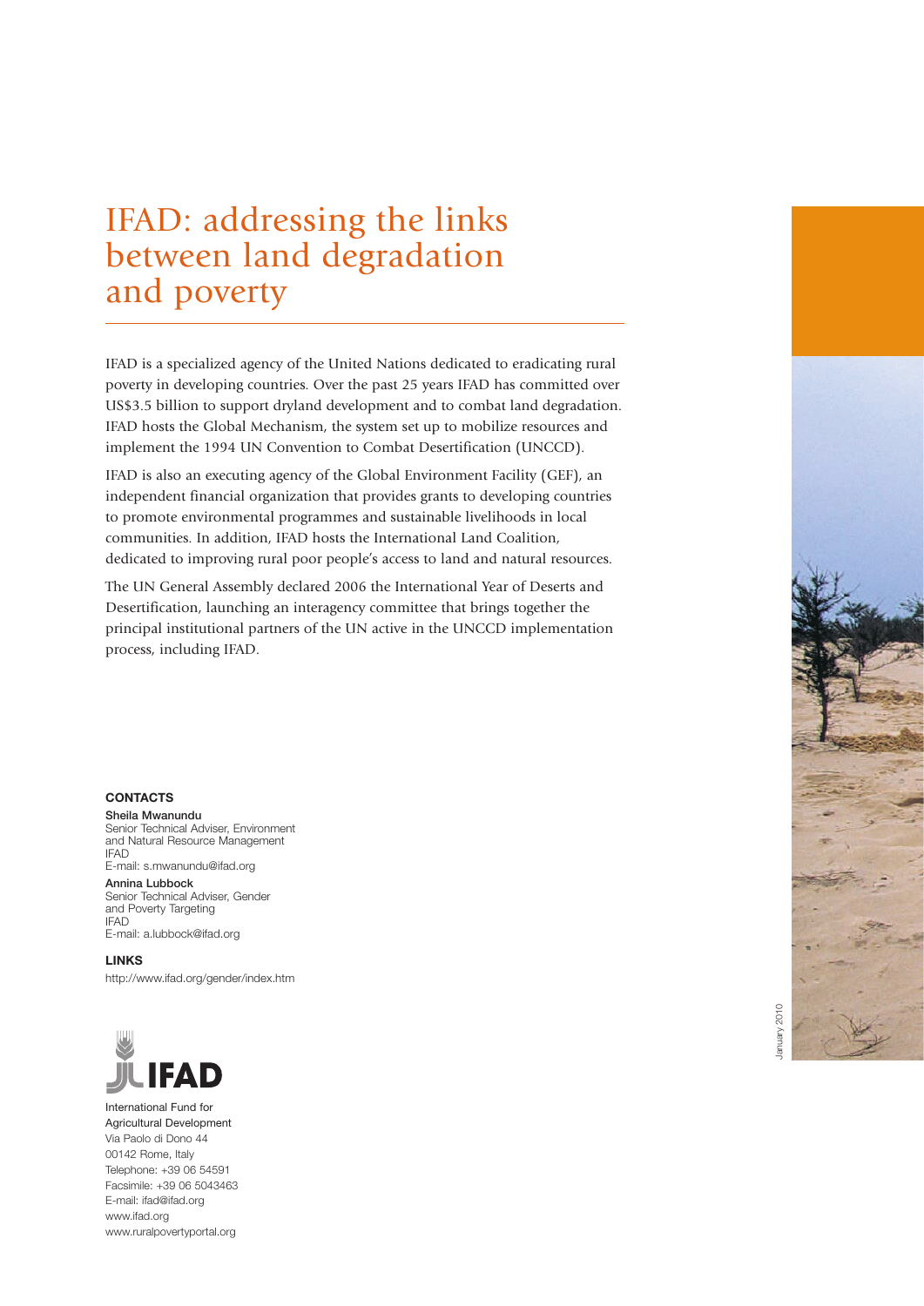# IFAD: addressing the links between land degradation and poverty

IFAD is a specialized agency of the United Nations dedicated to eradicating rural poverty in developing countries. Over the past 25 years IFAD has committed over US$3.5 billion to support dryland development and to combat land degradation. IFAD hosts the Global Mechanism, the system set up to mobilize resources and implement the 1994 UN Convention to Combat Desertification (UNCCD).

IFAD is also an executing agency of the Global Environment Facility (GEF), an independent financial organization that provides grants to developing countries to promote environmental programmes and sustainable livelihoods in local communities. In addition, IFAD hosts the International Land Coalition, dedicated to improving rural poor people's access to land and natural resources.

The UN General Assembly declared 2006 the International Year of Deserts and Desertification, launching an interagency committee that brings together the principal institutional partners of the UN active in the UNCCD implementation process, including IFAD.

**CONTACTS**

**Sheila Mwanundu**
Senior Technical Adviser, Environment and Natural Resource Management
IFAD
E-mail: s.mwanundu@ifad.org

**Annina Lubbock**
Senior Technical Adviser, Gender and Poverty Targeting
IFAD
E-mail: a.lubbock@ifad.org

**LINKS**

http://www.ifad.org/gender/index.htm

IFAD

International Fund for Agricultural Development
Via Paolo di Dono 44
00142 Rome, Italy
Telephone: +39 06 54591
Facsimile: +39 06 5043463
E-mail: ifad@ifad.org
www.ifad.org
www.ruralpovertyportal.org

January 2010